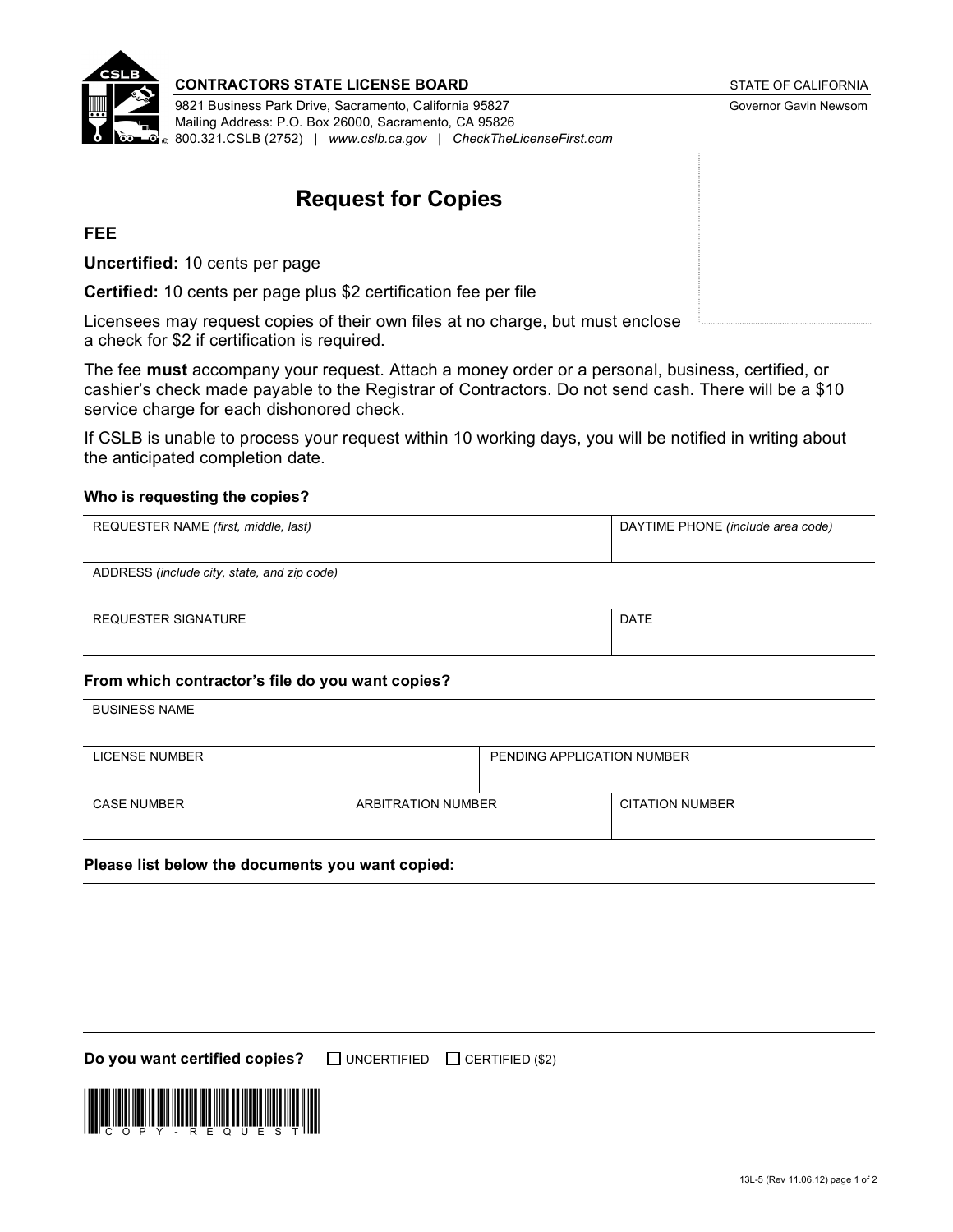**CONTRACTORS STATE LICENSE BOARD**

9821 Business Park Drive, Sacramento, California 95827
Mailing Address: P.O. Box 26000, Sacramento, CA 95826
800.321.CSLB (2752) | *www.cslb.ca.gov* | *CheckTheLicenseFirst.com*

STATE OF CALIFORNIA
Governor Gavin Newsom

# Request for Copies

**FEE**

**Uncertified:** 10 cents per page

**Certified:** 10 cents per page plus $2 certification fee per file

Licensees may request copies of their own files at no charge, but must enclose a check for $2 if certification is required.

The fee **must** accompany your request. Attach a money order or a personal, business, certified, or cashier's check made payable to the Registrar of Contractors. Do not send cash. There will be a $10 service charge for each dishonored check.

If CSLB is unable to process your request within 10 working days, you will be notified in writing about the anticipated completion date.

**Who is requesting the copies?**

| REQUESTER NAME *(first, middle, last)* | DAYTIME PHONE *(include area code)* |
|---|---|
| | |

| ADDRESS *(include city, state, and zip code)* |
|---|
| |

| REQUESTER SIGNATURE | DATE |
|---|---|
| | |

**From which contractor's file do you want copies?**

| BUSINESS NAME |
|---|
| |

| LICENSE NUMBER | PENDING APPLICATION NUMBER |
|---|---|
| | |

| CASE NUMBER | ARBITRATION NUMBER | CITATION NUMBER |
|---|---|---|
| | | |

**Please list below the documents you want copied:**

**Do you want certified copies?** ☐ UNCERTIFIED ☐ CERTIFIED ($2)

COPY-REQUEST

13L-5 (Rev 11.06.12)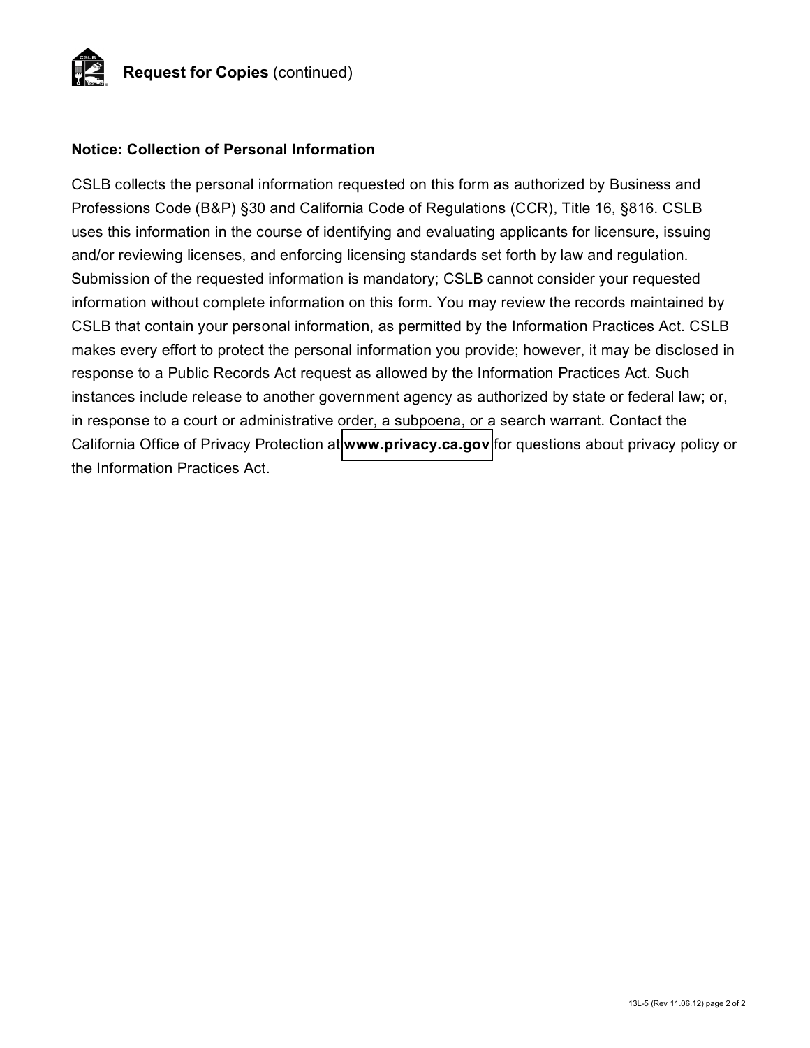## Request for Copies (continued)

### Notice: Collection of Personal Information

CSLB collects the personal information requested on this form as authorized by Business and Professions Code (B&P) §30 and California Code of Regulations (CCR), Title 16, §816. CSLB uses this information in the course of identifying and evaluating applicants for licensure, issuing and/or reviewing licenses, and enforcing licensing standards set forth by law and regulation. Submission of the requested information is mandatory; CSLB cannot consider your requested information without complete information on this form. You may review the records maintained by CSLB that contain your personal information, as permitted by the Information Practices Act. CSLB makes every effort to protect the personal information you provide; however, it may be disclosed in response to a Public Records Act request as allowed by the Information Practices Act. Such instances include release to another government agency as authorized by state or federal law; or, in response to a court or administrative order, a subpoena, or a search warrant. Contact the California Office of Privacy Protection at **www.privacy.ca.gov** for questions about privacy policy or the Information Practices Act.

13L-5 (Rev 11.06.12)